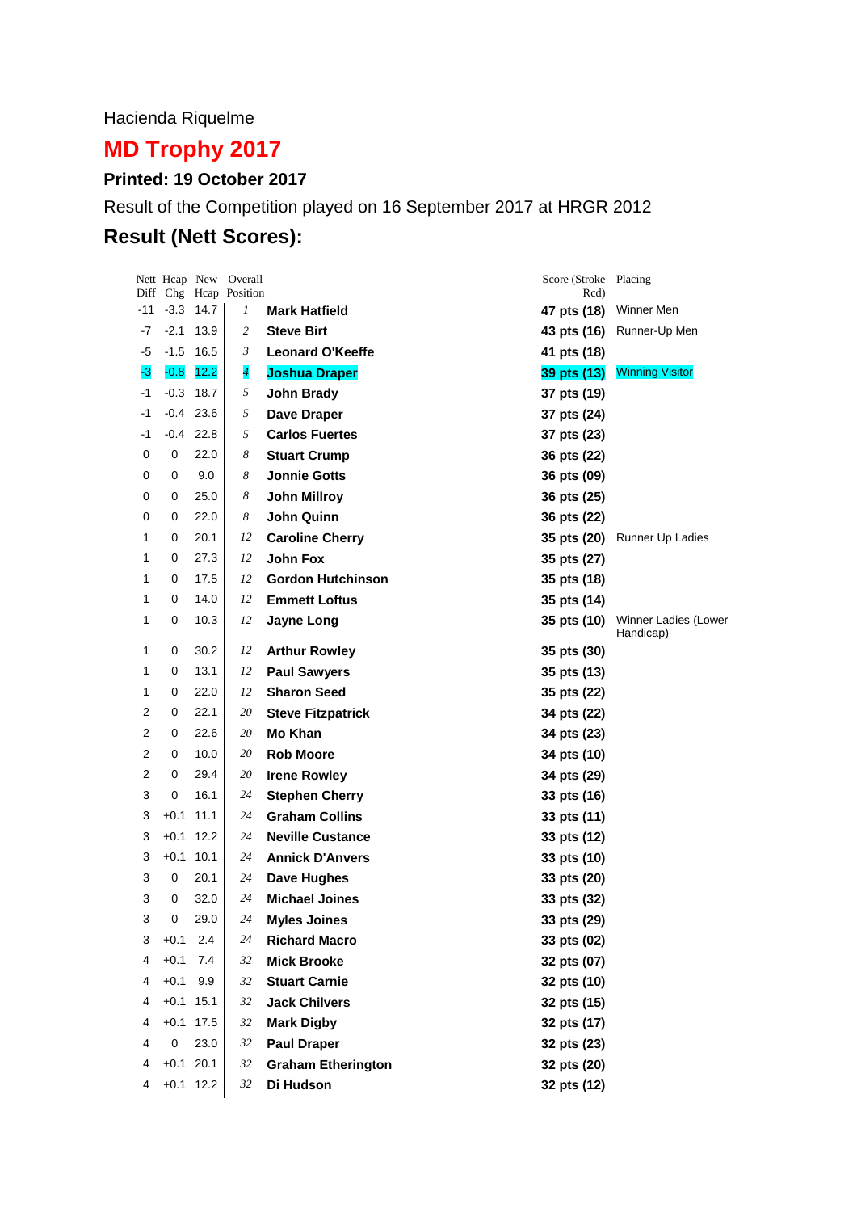Hacienda Riquelme

# MD Trophy 2017

**Printed: 19 October 2017**

Result of the Competition played on 16 September 2017 at HRGR 2012

## Result (Nett Scores):

| Nett Diff | Hcap Chg | New Hcap | Overall Position | | Score (Stroke Rcd) | Placing |
|---|---|---|---|---|---|---|
| -11 | -3.3 | 14.7 | *1* | **Mark Hatfield** | **47 pts (18)** | Winner Men |
| -7 | -2.1 | 13.9 | *2* | **Steve Birt** | **43 pts (16)** | Runner-Up Men |
| -5 | -1.5 | 16.5 | *3* | **Leonard O'Keeffe** | **41 pts (18)** | |
| -3 | -0.8 | 12.2 | *4* | **Joshua Draper** | **39 pts (13)** | Winning Visitor |
| -1 | -0.3 | 18.7 | *5* | **John Brady** | **37 pts (19)** | |
| -1 | -0.4 | 23.6 | *5* | **Dave Draper** | **37 pts (24)** | |
| -1 | -0.4 | 22.8 | *5* | **Carlos Fuertes** | **37 pts (23)** | |
| 0 | 0 | 22.0 | *8* | **Stuart Crump** | **36 pts (22)** | |
| 0 | 0 | 9.0 | *8* | **Jonnie Gotts** | **36 pts (09)** | |
| 0 | 0 | 25.0 | *8* | **John Millroy** | **36 pts (25)** | |
| 0 | 0 | 22.0 | *8* | **John Quinn** | **36 pts (22)** | |
| 1 | 0 | 20.1 | *12* | **Caroline Cherry** | **35 pts (20)** | Runner Up Ladies |
| 1 | 0 | 27.3 | *12* | **John Fox** | **35 pts (27)** | |
| 1 | 0 | 17.5 | *12* | **Gordon Hutchinson** | **35 pts (18)** | |
| 1 | 0 | 14.0 | *12* | **Emmett Loftus** | **35 pts (14)** | |
| 1 | 0 | 10.3 | *12* | **Jayne Long** | **35 pts (10)** | Winner Ladies (Lower Handicap) |
| 1 | 0 | 30.2 | *12* | **Arthur Rowley** | **35 pts (30)** | |
| 1 | 0 | 13.1 | *12* | **Paul Sawyers** | **35 pts (13)** | |
| 1 | 0 | 22.0 | *12* | **Sharon Seed** | **35 pts (22)** | |
| 2 | 0 | 22.1 | *20* | **Steve Fitzpatrick** | **34 pts (22)** | |
| 2 | 0 | 22.6 | *20* | **Mo Khan** | **34 pts (23)** | |
| 2 | 0 | 10.0 | *20* | **Rob Moore** | **34 pts (10)** | |
| 2 | 0 | 29.4 | *20* | **Irene Rowley** | **34 pts (29)** | |
| 3 | 0 | 16.1 | *24* | **Stephen Cherry** | **33 pts (16)** | |
| 3 | +0.1 | 11.1 | *24* | **Graham Collins** | **33 pts (11)** | |
| 3 | +0.1 | 12.2 | *24* | **Neville Custance** | **33 pts (12)** | |
| 3 | +0.1 | 10.1 | *24* | **Annick D'Anvers** | **33 pts (10)** | |
| 3 | 0 | 20.1 | *24* | **Dave Hughes** | **33 pts (20)** | |
| 3 | 0 | 32.0 | *24* | **Michael Joines** | **33 pts (32)** | |
| 3 | 0 | 29.0 | *24* | **Myles Joines** | **33 pts (29)** | |
| 3 | +0.1 | 2.4 | *24* | **Richard Macro** | **33 pts (02)** | |
| 4 | +0.1 | 7.4 | *32* | **Mick Brooke** | **32 pts (07)** | |
| 4 | +0.1 | 9.9 | *32* | **Stuart Carnie** | **32 pts (10)** | |
| 4 | +0.1 | 15.1 | *32* | **Jack Chilvers** | **32 pts (15)** | |
| 4 | +0.1 | 17.5 | *32* | **Mark Digby** | **32 pts (17)** | |
| 4 | 0 | 23.0 | *32* | **Paul Draper** | **32 pts (23)** | |
| 4 | +0.1 | 20.1 | *32* | **Graham Etherington** | **32 pts (20)** | |
| 4 | +0.1 | 12.2 | *32* | **Di Hudson** | **32 pts (12)** | |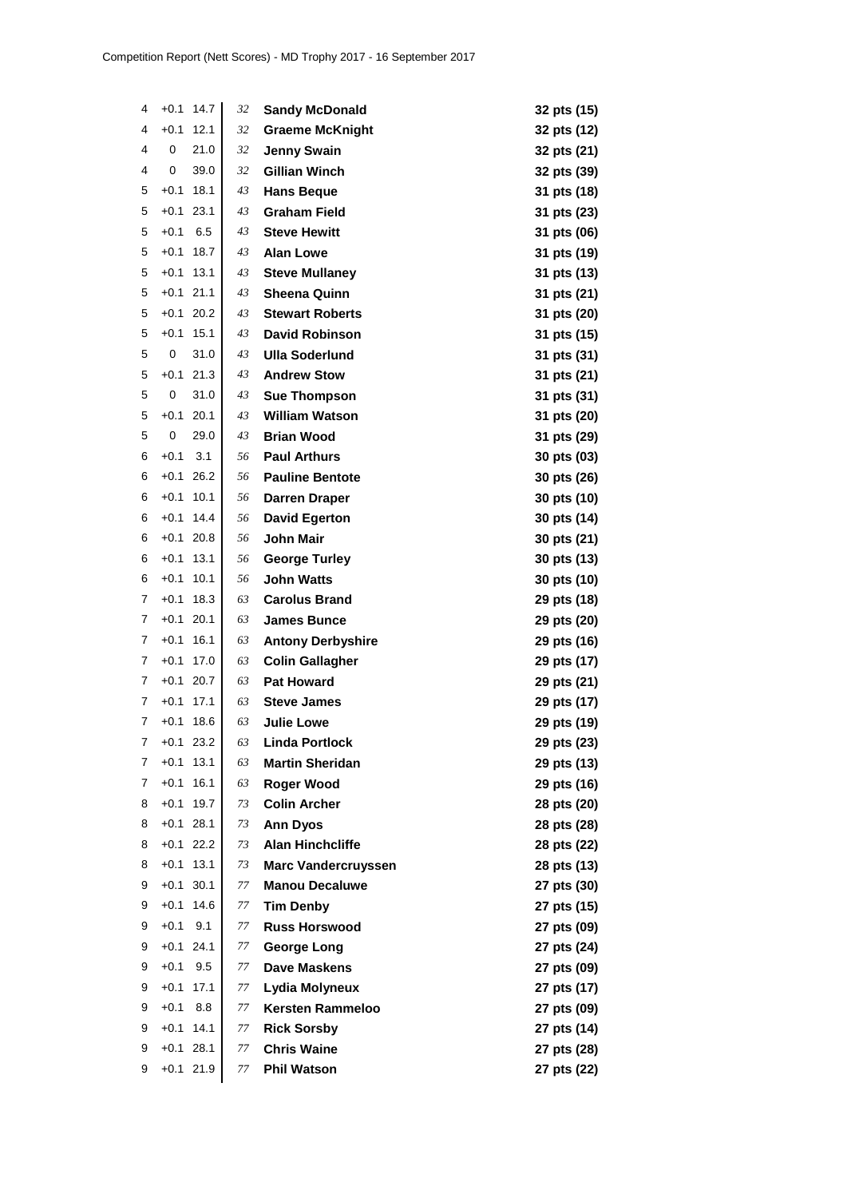| | | | | | |
|---|---|---|---|---|---|
| 4 | +0.1 | 14.7 | *32* | **Sandy McDonald** | **32 pts (15)** |
| 4 | +0.1 | 12.1 | *32* | **Graeme McKnight** | **32 pts (12)** |
| 4 | 0 | 21.0 | *32* | **Jenny Swain** | **32 pts (21)** |
| 4 | 0 | 39.0 | *32* | **Gillian Winch** | **32 pts (39)** |
| 5 | +0.1 | 18.1 | *43* | **Hans Beque** | **31 pts (18)** |
| 5 | +0.1 | 23.1 | *43* | **Graham Field** | **31 pts (23)** |
| 5 | +0.1 | 6.5 | *43* | **Steve Hewitt** | **31 pts (06)** |
| 5 | +0.1 | 18.7 | *43* | **Alan Lowe** | **31 pts (19)** |
| 5 | +0.1 | 13.1 | *43* | **Steve Mullaney** | **31 pts (13)** |
| 5 | +0.1 | 21.1 | *43* | **Sheena Quinn** | **31 pts (21)** |
| 5 | +0.1 | 20.2 | *43* | **Stewart Roberts** | **31 pts (20)** |
| 5 | +0.1 | 15.1 | *43* | **David Robinson** | **31 pts (15)** |
| 5 | 0 | 31.0 | *43* | **Ulla Soderlund** | **31 pts (31)** |
| 5 | +0.1 | 21.3 | *43* | **Andrew Stow** | **31 pts (21)** |
| 5 | 0 | 31.0 | *43* | **Sue Thompson** | **31 pts (31)** |
| 5 | +0.1 | 20.1 | *43* | **William Watson** | **31 pts (20)** |
| 5 | 0 | 29.0 | *43* | **Brian Wood** | **31 pts (29)** |
| 6 | +0.1 | 3.1 | *56* | **Paul Arthurs** | **30 pts (03)** |
| 6 | +0.1 | 26.2 | *56* | **Pauline Bentote** | **30 pts (26)** |
| 6 | +0.1 | 10.1 | *56* | **Darren Draper** | **30 pts (10)** |
| 6 | +0.1 | 14.4 | *56* | **David Egerton** | **30 pts (14)** |
| 6 | +0.1 | 20.8 | *56* | **John Mair** | **30 pts (21)** |
| 6 | +0.1 | 13.1 | *56* | **George Turley** | **30 pts (13)** |
| 6 | +0.1 | 10.1 | *56* | **John Watts** | **30 pts (10)** |
| 7 | +0.1 | 18.3 | *63* | **Carolus Brand** | **29 pts (18)** |
| 7 | +0.1 | 20.1 | *63* | **James Bunce** | **29 pts (20)** |
| 7 | +0.1 | 16.1 | *63* | **Antony Derbyshire** | **29 pts (16)** |
| 7 | +0.1 | 17.0 | *63* | **Colin Gallagher** | **29 pts (17)** |
| 7 | +0.1 | 20.7 | *63* | **Pat Howard** | **29 pts (21)** |
| 7 | +0.1 | 17.1 | *63* | **Steve James** | **29 pts (17)** |
| 7 | +0.1 | 18.6 | *63* | **Julie Lowe** | **29 pts (19)** |
| 7 | +0.1 | 23.2 | *63* | **Linda Portlock** | **29 pts (23)** |
| 7 | +0.1 | 13.1 | *63* | **Martin Sheridan** | **29 pts (13)** |
| 7 | +0.1 | 16.1 | *63* | **Roger Wood** | **29 pts (16)** |
| 8 | +0.1 | 19.7 | *73* | **Colin Archer** | **28 pts (20)** |
| 8 | +0.1 | 28.1 | *73* | **Ann Dyos** | **28 pts (28)** |
| 8 | +0.1 | 22.2 | *73* | **Alan Hinchcliffe** | **28 pts (22)** |
| 8 | +0.1 | 13.1 | *73* | **Marc Vandercruyssen** | **28 pts (13)** |
| 9 | +0.1 | 30.1 | *77* | **Manou Decaluwe** | **27 pts (30)** |
| 9 | +0.1 | 14.6 | *77* | **Tim Denby** | **27 pts (15)** |
| 9 | +0.1 | 9.1 | *77* | **Russ Horswood** | **27 pts (09)** |
| 9 | +0.1 | 24.1 | *77* | **George Long** | **27 pts (24)** |
| 9 | +0.1 | 9.5 | *77* | **Dave Maskens** | **27 pts (09)** |
| 9 | +0.1 | 17.1 | *77* | **Lydia Molyneux** | **27 pts (17)** |
| 9 | +0.1 | 8.8 | *77* | **Kersten Rammeloo** | **27 pts (09)** |
| 9 | +0.1 | 14.1 | *77* | **Rick Sorsby** | **27 pts (14)** |
| 9 | +0.1 | 28.1 | *77* | **Chris Waine** | **27 pts (28)** |
| 9 | +0.1 | 21.9 | *77* | **Phil Watson** | **27 pts (22)** |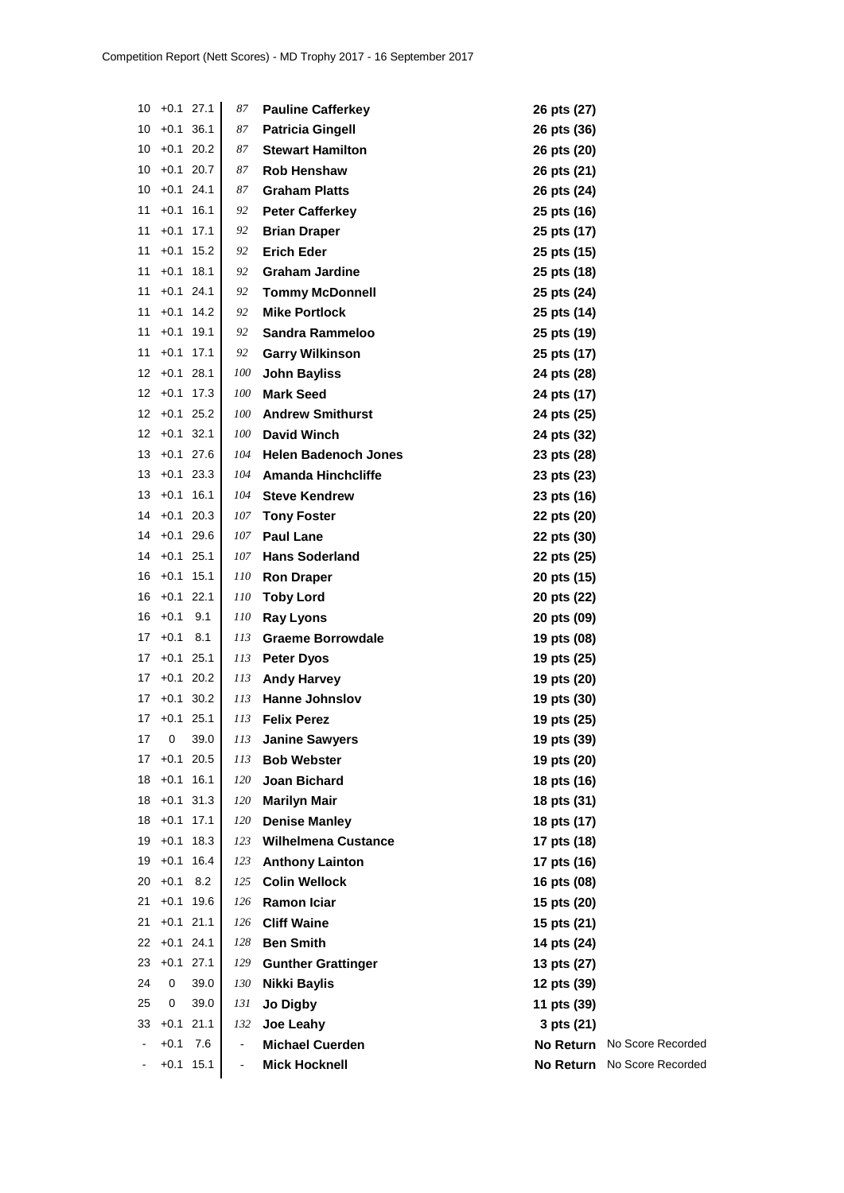Competition Report (Nett Scores) - MD Trophy 2017 - 16 September 2017

| | | | | | | |
|---|---|---|---|---|---|---|
| 10 | +0.1 | 27.1 | 87 | **Pauline Cafferkey** | **26 pts (27)** | |
| 10 | +0.1 | 36.1 | 87 | **Patricia Gingell** | **26 pts (36)** | |
| 10 | +0.1 | 20.2 | 87 | **Stewart Hamilton** | **26 pts (20)** | |
| 10 | +0.1 | 20.7 | 87 | **Rob Henshaw** | **26 pts (21)** | |
| 10 | +0.1 | 24.1 | 87 | **Graham Platts** | **26 pts (24)** | |
| 11 | +0.1 | 16.1 | 92 | **Peter Cafferkey** | **25 pts (16)** | |
| 11 | +0.1 | 17.1 | 92 | **Brian Draper** | **25 pts (17)** | |
| 11 | +0.1 | 15.2 | 92 | **Erich Eder** | **25 pts (15)** | |
| 11 | +0.1 | 18.1 | 92 | **Graham Jardine** | **25 pts (18)** | |
| 11 | +0.1 | 24.1 | 92 | **Tommy McDonnell** | **25 pts (24)** | |
| 11 | +0.1 | 14.2 | 92 | **Mike Portlock** | **25 pts (14)** | |
| 11 | +0.1 | 19.1 | 92 | **Sandra Rammeloo** | **25 pts (19)** | |
| 11 | +0.1 | 17.1 | 92 | **Garry Wilkinson** | **25 pts (17)** | |
| 12 | +0.1 | 28.1 | 100 | **John Bayliss** | **24 pts (28)** | |
| 12 | +0.1 | 17.3 | 100 | **Mark Seed** | **24 pts (17)** | |
| 12 | +0.1 | 25.2 | 100 | **Andrew Smithurst** | **24 pts (25)** | |
| 12 | +0.1 | 32.1 | 100 | **David Winch** | **24 pts (32)** | |
| 13 | +0.1 | 27.6 | 104 | **Helen Badenoch Jones** | **23 pts (28)** | |
| 13 | +0.1 | 23.3 | 104 | **Amanda Hinchcliffe** | **23 pts (23)** | |
| 13 | +0.1 | 16.1 | 104 | **Steve Kendrew** | **23 pts (16)** | |
| 14 | +0.1 | 20.3 | 107 | **Tony Foster** | **22 pts (20)** | |
| 14 | +0.1 | 29.6 | 107 | **Paul Lane** | **22 pts (30)** | |
| 14 | +0.1 | 25.1 | 107 | **Hans Soderland** | **22 pts (25)** | |
| 16 | +0.1 | 15.1 | 110 | **Ron Draper** | **20 pts (15)** | |
| 16 | +0.1 | 22.1 | 110 | **Toby Lord** | **20 pts (22)** | |
| 16 | +0.1 | 9.1 | 110 | **Ray Lyons** | **20 pts (09)** | |
| 17 | +0.1 | 8.1 | 113 | **Graeme Borrowdale** | **19 pts (08)** | |
| 17 | +0.1 | 25.1 | 113 | **Peter Dyos** | **19 pts (25)** | |
| 17 | +0.1 | 20.2 | 113 | **Andy Harvey** | **19 pts (20)** | |
| 17 | +0.1 | 30.2 | 113 | **Hanne Johnslov** | **19 pts (30)** | |
| 17 | +0.1 | 25.1 | 113 | **Felix Perez** | **19 pts (25)** | |
| 17 | 0 | 39.0 | 113 | **Janine Sawyers** | **19 pts (39)** | |
| 17 | +0.1 | 20.5 | 113 | **Bob Webster** | **19 pts (20)** | |
| 18 | +0.1 | 16.1 | 120 | **Joan Bichard** | **18 pts (16)** | |
| 18 | +0.1 | 31.3 | 120 | **Marilyn Mair** | **18 pts (31)** | |
| 18 | +0.1 | 17.1 | 120 | **Denise Manley** | **18 pts (17)** | |
| 19 | +0.1 | 18.3 | 123 | **Wilhelmena Custance** | **17 pts (18)** | |
| 19 | +0.1 | 16.4 | 123 | **Anthony Lainton** | **17 pts (16)** | |
| 20 | +0.1 | 8.2 | 125 | **Colin Wellock** | **16 pts (08)** | |
| 21 | +0.1 | 19.6 | 126 | **Ramon Iciar** | **15 pts (20)** | |
| 21 | +0.1 | 21.1 | 126 | **Cliff Waine** | **15 pts (21)** | |
| 22 | +0.1 | 24.1 | 128 | **Ben Smith** | **14 pts (24)** | |
| 23 | +0.1 | 27.1 | 129 | **Gunther Grattinger** | **13 pts (27)** | |
| 24 | 0 | 39.0 | 130 | **Nikki Baylis** | **12 pts (39)** | |
| 25 | 0 | 39.0 | 131 | **Jo Digby** | **11 pts (39)** | |
| 33 | +0.1 | 21.1 | 132 | **Joe Leahy** | **3 pts (21)** | |
| - | +0.1 | 7.6 | - | **Michael Cuerden** | **No Return** | No Score Recorded |
| - | +0.1 | 15.1 | - | **Mick Hocknell** | **No Return** | No Score Recorded |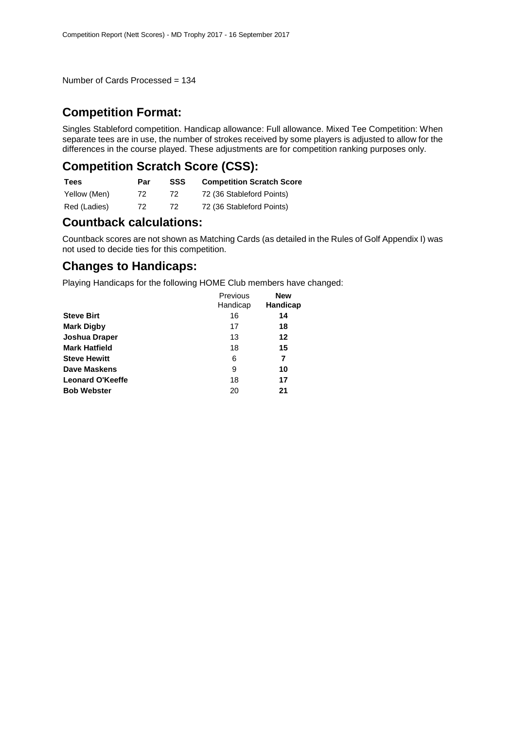Number of Cards Processed = 134

## Competition Format:

Singles Stableford competition. Handicap allowance: Full allowance. Mixed Tee Competition: When separate tees are in use, the number of strokes received by some players is adjusted to allow for the differences in the course played. These adjustments are for competition ranking purposes only.

## Competition Scratch Score (CSS):

| Tees | Par | SSS | Competition Scratch Score |
|---|---|---|---|
| Yellow (Men) | 72 | 72 | 72 (36 Stableford Points) |
| Red (Ladies) | 72 | 72 | 72 (36 Stableford Points) |

## Countback calculations:

Countback scores are not shown as Matching Cards (as detailed in the Rules of Golf Appendix I) was not used to decide ties for this competition.

## Changes to Handicaps:

Playing Handicaps for the following HOME Club members have changed:

| | Previous Handicap | **New Handicap** |
|---|---|---|
| **Steve Birt** | 16 | **14** |
| **Mark Digby** | 17 | **18** |
| **Joshua Draper** | 13 | **12** |
| **Mark Hatfield** | 18 | **15** |
| **Steve Hewitt** | 6 | **7** |
| **Dave Maskens** | 9 | **10** |
| **Leonard O'Keeffe** | 18 | **17** |
| **Bob Webster** | 20 | **21** |